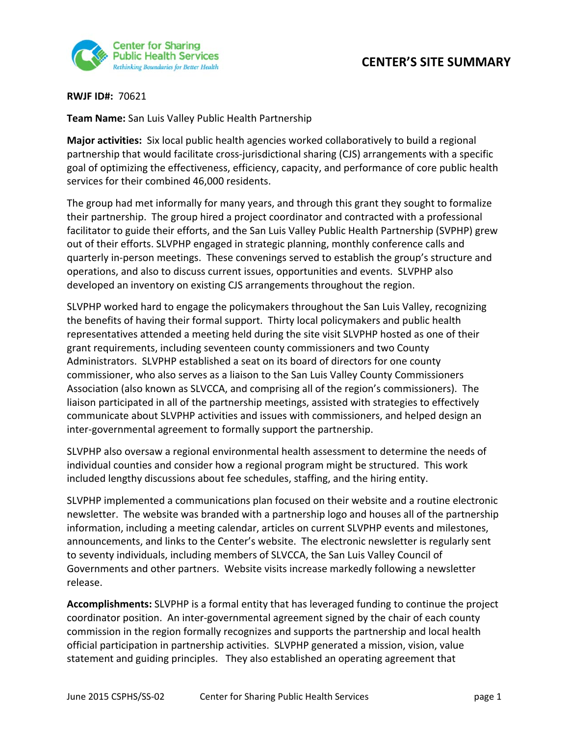# CENTER'S SITE SUMMARY

**RWJF ID#:** 70621

**Team Name:** San Luis Valley Public Health Partnership

**Major activities:** Six local public health agencies worked collaboratively to build a regional partnership that would facilitate cross-jurisdictional sharing (CJS) arrangements with a specific goal of optimizing the effectiveness, efficiency, capacity, and performance of core public health services for their combined 46,000 residents.

The group had met informally for many years, and through this grant they sought to formalize their partnership. The group hired a project coordinator and contracted with a professional facilitator to guide their efforts, and the San Luis Valley Public Health Partnership (SVPHP) grew out of their efforts. SLVPHP engaged in strategic planning, monthly conference calls and quarterly in-person meetings. These convenings served to establish the group's structure and operations, and also to discuss current issues, opportunities and events. SLVPHP also developed an inventory on existing CJS arrangements throughout the region.

SLVPHP worked hard to engage the policymakers throughout the San Luis Valley, recognizing the benefits of having their formal support. Thirty local policymakers and public health representatives attended a meeting held during the site visit SLVPHP hosted as one of their grant requirements, including seventeen county commissioners and two County Administrators. SLVPHP established a seat on its board of directors for one county commissioner, who also serves as a liaison to the San Luis Valley County Commissioners Association (also known as SLVCCA, and comprising all of the region's commissioners). The liaison participated in all of the partnership meetings, assisted with strategies to effectively communicate about SLVPHP activities and issues with commissioners, and helped design an inter-governmental agreement to formally support the partnership.

SLVPHP also oversaw a regional environmental health assessment to determine the needs of individual counties and consider how a regional program might be structured. This work included lengthy discussions about fee schedules, staffing, and the hiring entity.

SLVPHP implemented a communications plan focused on their website and a routine electronic newsletter. The website was branded with a partnership logo and houses all of the partnership information, including a meeting calendar, articles on current SLVPHP events and milestones, announcements, and links to the Center's website. The electronic newsletter is regularly sent to seventy individuals, including members of SLVCCA, the San Luis Valley Council of Governments and other partners. Website visits increase markedly following a newsletter release.

**Accomplishments:** SLVPHP is a formal entity that has leveraged funding to continue the project coordinator position. An inter-governmental agreement signed by the chair of each county commission in the region formally recognizes and supports the partnership and local health official participation in partnership activities. SLVPHP generated a mission, vision, value statement and guiding principles. They also established an operating agreement that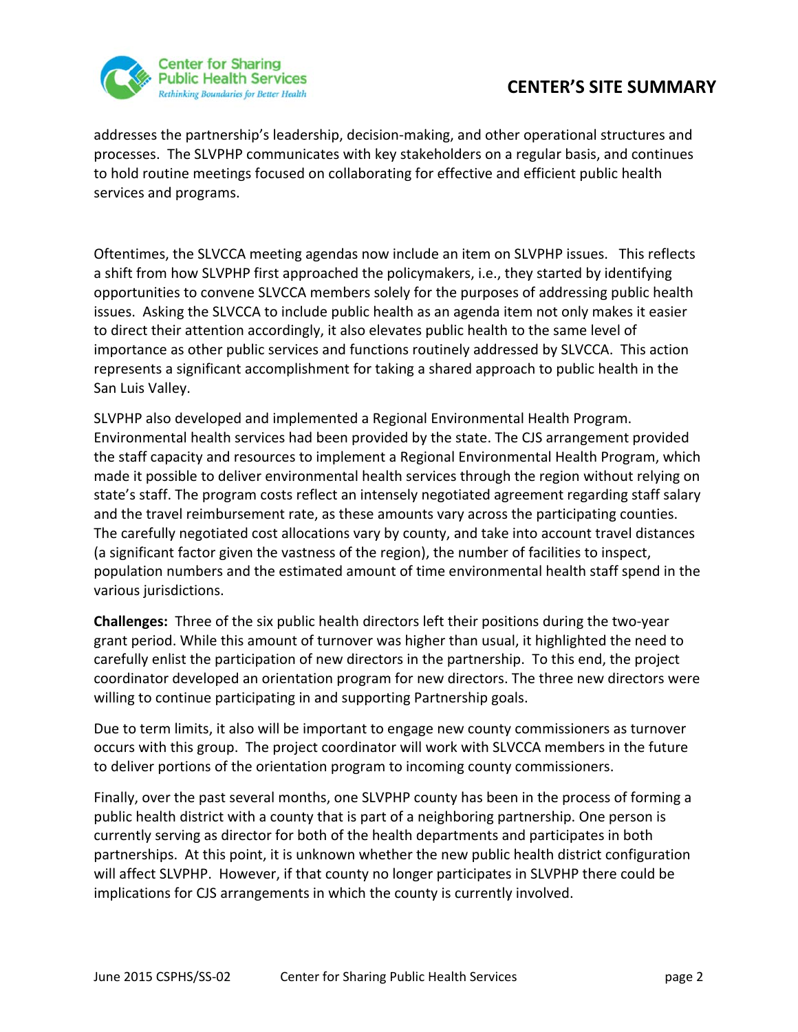addresses the partnership's leadership, decision-making, and other operational structures and processes. The SLVPHP communicates with key stakeholders on a regular basis, and continues to hold routine meetings focused on collaborating for effective and efficient public health services and programs.

Oftentimes, the SLVCCA meeting agendas now include an item on SLVPHP issues. This reflects a shift from how SLVPHP first approached the policymakers, i.e., they started by identifying opportunities to convene SLVCCA members solely for the purposes of addressing public health issues. Asking the SLVCCA to include public health as an agenda item not only makes it easier to direct their attention accordingly, it also elevates public health to the same level of importance as other public services and functions routinely addressed by SLVCCA. This action represents a significant accomplishment for taking a shared approach to public health in the San Luis Valley.

SLVPHP also developed and implemented a Regional Environmental Health Program. Environmental health services had been provided by the state. The CJS arrangement provided the staff capacity and resources to implement a Regional Environmental Health Program, which made it possible to deliver environmental health services through the region without relying on state's staff. The program costs reflect an intensely negotiated agreement regarding staff salary and the travel reimbursement rate, as these amounts vary across the participating counties. The carefully negotiated cost allocations vary by county, and take into account travel distances (a significant factor given the vastness of the region), the number of facilities to inspect, population numbers and the estimated amount of time environmental health staff spend in the various jurisdictions.

**Challenges:** Three of the six public health directors left their positions during the two-year grant period. While this amount of turnover was higher than usual, it highlighted the need to carefully enlist the participation of new directors in the partnership. To this end, the project coordinator developed an orientation program for new directors. The three new directors were willing to continue participating in and supporting Partnership goals.

Due to term limits, it also will be important to engage new county commissioners as turnover occurs with this group. The project coordinator will work with SLVCCA members in the future to deliver portions of the orientation program to incoming county commissioners.

Finally, over the past several months, one SLVPHP county has been in the process of forming a public health district with a county that is part of a neighboring partnership. One person is currently serving as director for both of the health departments and participates in both partnerships. At this point, it is unknown whether the new public health district configuration will affect SLVPHP. However, if that county no longer participates in SLVPHP there could be implications for CJS arrangements in which the county is currently involved.